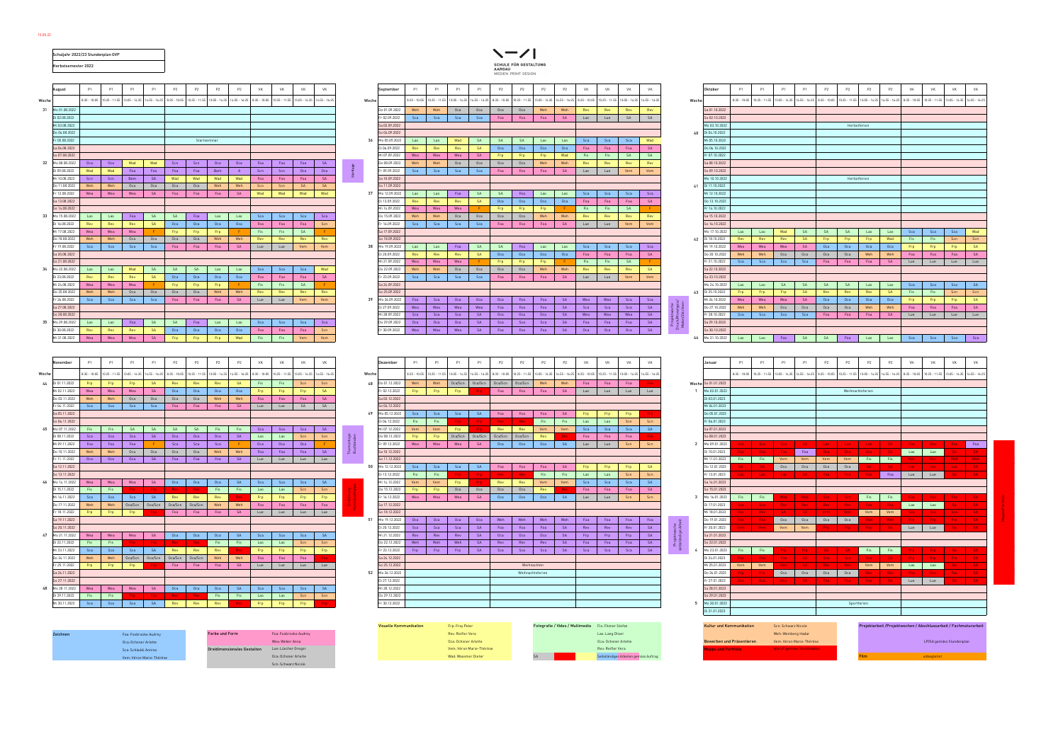**Schuljahr 2022/23 Stundenplan GVP**

**Herbstsemester 2022**

SCHULE FÜR GESTALTUNG AARGAU
MEDIEN PRINT DESIGN

## August

| Woche | August | P1 8:35–10:05 | P1 10:25–11:55 | P1 13:05–14:35 | P1 14:55–16:25 | P2 8:35–10:05 | P2 10:25–11:55 | P2 13:05–14:35 | P2 14:55–16:25 | VK 8:35–10:05 | VK 10:25–11:55 | VK 13:05–14:35 | VK 14:55–16:25 |
|---|---|---|---|---|---|---|---|---|---|---|---|---|---|
| 31 | Mo 01.08.2022 | | | | | | | | | | | | |
| | Di 02.08.2022 | | | | | | | | | | | | |
| | Mi 03.08.2022 | | | | | | | | | | | | |
| | Do 04.08.2022 | | | | | | | | | | | | |
| | Fr 05.08.2022 | Startseminar | | | | | | | | | | | |
| | Sa 06.08.2022 | | | | | | | | | | | | |
| | So 07.08.2022 | | | | | | | | | | | | |
| 32 | Mo 08.08.2022 | Oca | Oca | Wad | Wad | Scn | Scn | Oca | Oca | Foa | Foa | Foa | SA |
| | Di 09.08.2022 | Wad | Wad | Foa | Foa | Foa | Foa | Bem | A | Scn | Scn | Oca | Oca |
| | Mi 10.08.2022 | Scn | Scn | Bem | SA | Wad | Wad | Wad | Wad | Foa | Foa | Foa | SA |
| | Do 11.08.2022 | Weh | Weh | Oca | Oca | Oca | Oca | Weh | Weh | Scn | Scn | SA | SA |
| | Fr 12.08.2022 | Wea | Wea | Wea | SA | Foa | Foa | Foa | SA | Wad | Wad | Wad | Wad |
| | Sa 13.08.2022 | | | | | | | | | | | | |
| | So 14.08.2022 | | | | | | | | | | | | |
| 33 | Mo 15.08.2022 | Lao | Lao | Foa | SA | SA | Foa | Lao | Lao | Sca | Sca | Sca | Sca |
| | Di 16.08.2022 | Rev | Rev | Rev | SA | Oca | Oca | Oca | Oca | Foa | Foa | Foa | Scn |
| | Mi 17.08.2022 | Wea | Wea | Wea | F | Frp | Frp | Frp | F | Fis | Fis | SA | F |
| | Do 18.08.2022 | Weh | Weh | Oca | Oca | Oca | Oca | Weh | Weh | Rev | Rev | Rev | Rev |
| | Fr 19.08.2022 | Sca | Sca | Sca | Sca | Foa | Foa | Foa | SA | Lue | Lue | Vem | Vem |
| | Sa 20.08.2022 | | | | | | | | | | | | |
| | So 21.08.2022 | | | | | | | | | | | | |
| 34 | Mo 22.08.2022 | Lao | Lao | Wad | SA | SA | SA | Lao | Lao | Sca | Sca | Sca | Wad |
| | Di 23.08.2022 | Rev | Rev | Rev | SA | Oca | Oca | Oca | Oca | Foa | Foa | Foa | SA |
| | Mi 24.08.2022 | Wea | Wea | Wea | F | Frp | Frp | Frp | F | Fis | Fis | SA | F |
| | Do 25.08.2022 | Weh | Weh | Oca | Oca | Oca | Oca | Weh | Weh | Rev | Rev | Rev | Rev |
| | Fr 26.08.2022 | Sca | Sca | Sca | Sca | Foa | Foa | Foa | SA | Lue | Lue | Vem | Vem |
| | Sa 27.08.2022 | | | | | | | | | | | | |
| | So 28.08.2022 | | | | | | | | | | | | |
| 35 | Mo 29.08.2022 | Lao | Lao | Foa | SA | SA | Foa | Lao | Lao | Sca | Sca | Sca | Sca |
| | Di 30.08.2022 | Rev | Rev | Rev | SA | Oca | Oca | Oca | Oca | Foa | Foa | Foa | Scn |
| | Mi 31.08.2022 | Wea | Wea | Wea | SA | Frp | Frp | Frp | Wad | Fis | Fis | Vem | Vem |

## September

| Woche | September | P1 8:35–10:05 | P1 10:25–11:55 | P1 13:05–14:35 | P1 14:55–16:25 | P2 8:35–10:05 | P2 10:25–11:55 | P2 13:05–14:35 | P2 14:55–16:25 | VK 8:35–10:05 | VK 10:25–11:55 | VK 13:05–14:35 | VK 14:55–16:25 |
|---|---|---|---|---|---|---|---|---|---|---|---|---|---|
| | Do 01.09.2022 | Weh | Weh | Oca | Oca | Oca | Oca | Weh | Weh | Rev | Rev | Rev | Rev |
| | Fr 02.09.2022 | Sca | Sca | Sca | Sca | Foa | Foa | Foa | SA | Lue | Lue | SA | SA |
| | Sa 03.09.2022 | | | | | | | | | | | | |
| | So 04.09.2022 | | | | | | | | | | | | |
| 36 | Mo 05.09.2022 | Lao | Lao | Wad | SA | SA | SA | Lao | Lao | Sca | Sca | Sca | Wad |
| | Di 06.09.2022 | Rev | Rev | Rev | SA | Oca | Oca | Oca | Oca | Foa | Foa | Foa | SA |
| | Mi 07.09.2022 | Wea | Wea | Wea | SA | Frp | Frp | Frp | Wad | Fis | Fis | SA | SA |
| | Do 08.09.2022 | Weh | Weh | Oca | Oca | Oca | Oca | Weh | Weh | Rev | Rev | Rev | Rev |
| | Fr 09.09.2022 | Sca | Sca | Sca | Sca | Foa | Foa | Foa | SA | Lue | Lue | Vem | Vem |
| | Sa 10.09.2022 | | | | | | | | | | | | |
| | So 11.09.2022 | | | | | | | | | | | | |
| 37 | Mo 12.09.2022 | Lao | Lao | Foa | SA | SA | Foa | Lao | Lao | Sca | Sca | Sca | Sca |
| | Di 13.09.2022 | Rev | Rev | Rev | SA | Oca | Oca | Oca | Oca | Foa | Foa | Foa | SA |
| | Mi 14.09.2022 | Wea | Wea | Wea | F | Frp | Frp | Frp | F | Fis | Fis | SA | F |
| | Do 15.09.2022 | Weh | Weh | Oca | Oca | Oca | Oca | Weh | Weh | Rev | Rev | Rev | Rev |
| | Fr 16.09.2022 | Sca | Sca | Sca | Sca | Foa | Foa | Foa | SA | Lue | Lue | Vem | Vem |
| | Sa 17.09.2022 | | | | | | | | | | | | |
| | So 18.09.2022 | | | | | | | | | | | | |
| 38 | Mo 19.09.2022 | Lao | Lao | Foa | SA | SA | Foa | Lao | Lao | Sca | Sca | Sca | Sca |
| | Di 20.09.2022 | Rev | Rev | Rev | SA | Oca | Oca | Oca | Oca | Foa | Foa | Foa | SA |
| | Mi 21.09.2022 | Wea | Wea | Wea | F | Frp | Frp | Frp | F | Fis | Fis | SA | F |
| | Do 22.09.2022 | Weh | Weh | Oca | Oca | Oca | Oca | Weh | Weh | Rev | Rev | Rev | SA |
| | Fr 23.09.2022 | Sca | Sca | Sca | Sca | Foa | Foa | Foa | SA | Lue | Lue | Vem | Vem |
| | Sa 24.09.2022 | | | | | | | | | | | | |
| | So 25.09.2022 | | | | | | | | | | | | |
| 39 | Mo 26.09.2022 | Foa | Sca | Oca | Oca | Oca | Foa | Foa | SA | Wea | Wea | Sca | Sca |
| | Di 27.09.2022 | Wea | Wea | Wea | Wea | Foa | Foa | Foa | SA | Sca | Sca | Sca | SA |
| | Mi 28.09.2022 | Sca | Sca | Sca | SA | Oca | Oca | Oca | SA | Wea | Wea | Wea | SA |
| | Do 29.09.2022 | Oca | Oca | Oca | SA | Scn | Scn | Scn | SA | Foa | Foa | Foa | SA |
| | Fr 30.09.2022 | Wea | Wea | Wea | SA | Foa | Foa | Foa | SA | Oca | Oca | Oca | SA |

## Oktober

| Woche | Oktober | P1 8:35–10:05 | P1 10:25–11:55 | P1 13:05–14:35 | P1 14:55–16:25 | P2 8:35–10:05 | P2 10:25–11:55 | P2 13:05–14:35 | P2 14:55–16:25 | VK 8:35–10:05 | VK 10:25–11:55 | VK 13:05–14:35 | VK 14:55–16:25 |
|---|---|---|---|---|---|---|---|---|---|---|---|---|---|
| | Sa 01.10.2022 | | | | | | | | | | | | |
| | So 02.10.2022 | | | | | | | | | | | | |
| | Mo 03.10.2022 | Herbstferien | | | | | | | | | | | |
| 40 | Di 04.10.2022 | | | | | | | | | | | | |
| | Mi 05.10.2022 | | | | | | | | | | | | |
| | Do 06.10.2022 | | | | | | | | | | | | |
| | Fr 07.10.2022 | | | | | | | | | | | | |
| | Sa 08.10.2022 | | | | | | | | | | | | |
| | So 09.10.2022 | | | | | | | | | | | | |
| | Mo 10.10.2022 | Herbstferien | | | | | | | | | | | |
| 41 | Di 11.10.2022 | | | | | | | | | | | | |
| | Mi 12.10.2022 | | | | | | | | | | | | |
| | Do 13.10.2022 | | | | | | | | | | | | |
| | Fr 14.10.2022 | | | | | | | | | | | | |
| | Sa 15.10.2022 | | | | | | | | | | | | |
| | So 16.10.2022 | | | | | | | | | | | | |
| 42 | Mo 17.10.2022 | Lao | Lao | Wad | SA | SA | SA | Lao | Lao | Sca | Sca | Sca | Wad |
| | Di 18.10.2022 | Rev | Rev | Rev | SA | Frp | Frp | Frp | Wad | Fis | Fis | Scn | Scn |
| | Mi 19.10.2022 | Wea | Wea | Wea | SA | Oca | Oca | Oca | Oca | Frp | Frp | Frp | SA |
| | Do 20.10.2022 | Weh | Weh | Oca | Oca | Oca | Oca | Weh | Weh | Foa | Foa | Foa | SA |
| | Fr 21.10.2022 | Sca | Sca | Sca | Sca | Foa | Foa | Foa | SA | Lue | Lue | Lue | Lue |
| | Sa 22.10.2022 | | | | | | | | | | | | |
| | So 23.10.2022 | | | | | | | | | | | | |
| 43 | Mo 24.10.2022 | Lao | Lao | SA | SA | SA | SA | Lao | Lao | Sca | Sca | Sca | SA |
| | Di 25.10.2022 | Frp | Frp | Frp | SA | Rev | Rev | Rev | SA | Fis | Fis | Scn | Scn |
| | Mi 26.10.2022 | Wea | Wea | Wea | SA | Oca | Oca | Oca | Oca | Frp | Frp | Frp | SA |
| | Do 27.10.2022 | Weh | Weh | Oca | Oca | Oca | Oca | Weh | Weh | Foa | Foa | Foa | SA |
| | Fr 28.10.2022 | Sca | Sca | Sca | Sca | Foa | Foa | Foa | SA | Lue | Lue | Lue | Lue |
| | Sa 29.10.2022 | | | | | | | | | | | | |
| | So 30.10.2022 | | | | | | | | | | | | |
| 44 | Mo 31.10.2022 | Lao | Lao | Foa | SA | SA | Foa | Lao | Lao | Sca | Sca | Sca | Sca |

## November

| Woche | November | P1 8:35–10:05 | P1 10:25–11:55 | P1 13:05–14:35 | P1 14:55–16:25 | P2 8:35–10:05 | P2 10:25–11:55 | P2 13:05–14:35 | P2 14:55–16:25 | VK 8:35–10:05 | VK 10:25–11:55 | VK 13:05–14:35 | VK 14:55–16:25 |
|---|---|---|---|---|---|---|---|---|---|---|---|---|---|
| 44 | Di 01.11.2022 | Frp | Frp | Frp | SA | Rev | Rev | Rev | SA | Fis | Fis | Scn | Scn |
| | Mi 02.11.2022 | Wea | Wea | Wea | SA | Oca | Oca | Oca | Oca | Frp | Frp | Frp | SA |
| | Do 03.11.2022 | Weh | Weh | Oca | Oca | Oca | Oca | Weh | Weh | Foa | Foa | Foa | SA |
| | Fr 04.11.2022 | Sca | Sca | Sca | Sca | Foa | Foa | Foa | SA | Lue | Lue | SA | SA |
| | Sa 05.11.2022 | | | | | | | | | | | | |
| | So 06.11.2022 | | | | | | | | | | | | |
| 45 | Mo 07.11.2022 | Fis | Fis | SA | SA | SA | SA | Fis | Fis | Sca | Sca | Sca | SA |
| | Di 08.11.2022 | Sca | Sca | Sca | SA | Oca | Oca | Oca | Oca | Lao | Lao | Scn | Scn |
| | Mi 09.11.2022 | Foa | Foa | Foa | F | Sca | Sca | Sca | F | Oca | Oca | Oca | F |
| | Do 10.11.2022 | Weh | Weh | Oca | Oca | Oca | Oca | Weh | Weh | Foa | Foa | Foa | SA |
| | Fr 11.11.2022 | Oca | Oca | Oca | SA | Foa | Foa | Foa | SA | Lue | Lue | Lue | Lue |
| | Sa 12.11.2022 | | | | | | | | | | | | |
| | So 13.11.2022 | | | | | | | | | | | | |
| 46 | Mo 14.11.2022 | Wea | Wea | Wea | SA | Oca | Oca | Oca | SA | Sca | Sca | Sca | SA |
| | Di 15.11.2022 | Fis | Fis | Frp | Frp | Rev | Rev | Fis | Fis | Lao | Lao | Scn | Scn |
| | Mi 16.11.2022 | Sca | Sca | Sca | SA | Rev | Rev | Rev | Rev | Frp | Frp | Frp | Frp |
| | Do 17.11.2022 | Weh | Weh | Oca/Scn | Oca/Scn | Oca/Scn | Oca/Scn | Weh | Weh | Foa | Foa | Foa | Foa |
| | Fr 18.11.2022 | Frp | Frp | Frp | Frp | Foa | Foa | Foa | SA | Lue | Lue | Lue | Lue |
| | Sa 19.11.2022 | | | | | | | | | | | | |
| | So 20.11.2022 | | | | | | | | | | | | |
| 47 | Mo 21.11.2022 | Wea | Wea | Wea | SA | Oca | Oca | Oca | SA | Sca | Sca | Sca | SA |
| | Di 22.11.2022 | Fis | Fis | Frp | Frp | Rev | Rev | Fis | Fis | Lao | Lao | Scn | Scn |
| | Mi 23.11.2022 | Sca | Sca | Sca | SA | Rev | Rev | Rev | Rev | Frp | Frp | Frp | Frp |
| | Do 24.11.2022 | Weh | Weh | Oca/Scn | Oca/Scn | Oca/Scn | Oca/Scn | Weh | Weh | Foa | Foa | Foa | Foa |
| | Fr 25.11.2022 | Frp | Frp | Frp | Frp | Foa | Foa | Foa | SA | Lue | Lue | Lue | Lue |
| | Sa 26.11.2022 | | | | | | | | | | | | |
| | So 27.11.2022 | | | | | | | | | | | | |
| 48 | Mo 28.11.2022 | Wea | Wea | Wea | SA | Oca | Oca | Oca | SA | Sca | Sca | Sca | SA |
| | Di 29.11.2022 | Fis | Fis | Frp | Frp | Rev | Rev | Fis | Fis | Lao | Lao | Scn | Scn |
| | Mi 30.11.2022 | Sca | Sca | Sca | SA | Rev | Rev | Rev | Rev | Frp | Frp | Frp | Frp |

## Dezember

| Woche | Dezember | P1 8:35–10:05 | P1 10:25–11:55 | P1 13:05–14:35 | P1 14:55–16:25 | P2 8:35–10:05 | P2 10:25–11:55 | P2 13:05–14:35 | P2 14:55–16:25 | VK 8:35–10:05 | VK 10:25–11:55 | VK 13:05–14:35 | VK 14:55–16:25 |
|---|---|---|---|---|---|---|---|---|---|---|---|---|---|
| 48 | Do 01.12.2022 | Weh | Weh | Oca/Scn | Oca/Scn | Oca/Scn | Oca/Scn | Weh | Weh | Foa | Foa | Foa | Foa |
| | Fr 02.12.2022 | Frp | Frp | Frp | Frp | Foa | Foa | Foa | SA | Lue | Lue | Lue | Lue |
| | Sa 03.12.2022 | | | | | | | | | | | | |
| | So 04.12.2022 | | | | | | | | | | | | |
| 49 | Mo 05.12.2022 | Sca | Sca | Sca | SA | Foa | Foa | Foa | SA | Frp | Frp | Frp | Frp |
| | Di 06.12.2022 | Fis | Fis | Frp | Frp | Rev | Rev | Fis | Fis | Lao | Lao | Scn | Scn |
| | Mi 07.12.2022 | Vem | Vem | Frp | Frp | Rev | Rev | Vem | Vem | Sca | Sca | Sca | SA |
| | Do 08.12.2022 | Frp | Frp | Oca/Scn | Oca/Scn | Oca/Scn | Oca/Scn | Rev | Rev | Foa | Foa | Foa | Foa |
| | Fr 09.12.2022 | Wea | Wea | Wea | SA | Oca | Oca | Oca | SA | Lue | Lue | Scn | Scn |
| | Sa 10.12.2022 | | | | | | | | | | | | |
| | So 11.12.2022 | | | | | | | | | | | | |
| 50 | Mo 12.12.2022 | Sca | Sca | Sca | SA | Foa | Foa | Foa | SA | Frp | Frp | Frp | SA |
| | Di 13.12.2022 | Fis | Fis | Frp | Frp | Rev | Rev | Fis | Fis | Lao | Lao | Scn | Scn |
| | Mi 14.12.2022 | Vem | Vem | Frp | Frp | Rev | Rev | Vem | Vem | Sca | Sca | Sca | SA |
| | Do 15.12.2022 | Frp | Frp | Oca | Oca | Oca | Oca | Rev | Rev | Foa | Foa | Foa | SA |
| | Fr 16.12.2022 | Wea | Wea | Wea | SA | Oca | Oca | Oca | SA | Lue | Lue | Scn | Scn |
| | Sa 17.12.2022 | | | | | | | | | | | | |
| | So 18.12.2022 | | | | | | | | | | | | |
| 51 | Mo 19.12.2022 | Oca | Oca | Oca | Oca | Weh | Weh | Weh | Weh | Foa | Foa | Foa | Foa |
| | Di 20.12.2022 | Sca | Sca | Sca | SA | Foa | Foa | Foa | SA | Rev | Rev | Rev | SA |
| | Mi 21.12.2022 | Rev | Rev | Rev | SA | Oca | Oca | Oca | SA | Frp | Frp | Frp | SA |
| | Do 22.12.2022 | Weh | Weh | Weh | SA | Rev | Rev | Rev | SA | Foa | Foa | Foa | SA |
| | Fr 23.12.2022 | Frp | Frp | Frp | SA | Sca | Sca | Sca | SA | Sca | Sca | Sca | SA |
| | Sa 24.12.2022 | | | | | | | | | | | | |
| | So 25.12.2022 | Weihnachten | | | | | | | | | | | |
| 52 | Mo 26.12.2022 | Weihnachtsferien | | | | | | | | | | | |
| | Di 27.12.2022 | | | | | | | | | | | | |
| | Mi 28.12.2022 | | | | | | | | | | | | |
| | Do 29.12.2022 | | | | | | | | | | | | |
| | Fr 30.12.2022 | | | | | | | | | | | | |

## Januar

| Woche | Januar | P1 8:35–10:05 | P1 10:25–11:55 | P1 13:05–14:35 | P1 14:55–16:25 | P2 8:35–10:05 | P2 10:25–11:55 | P2 13:05–14:35 | P2 14:55–16:25 | VK 8:35–10:05 | VK 10:25–11:55 | VK 13:05–14:35 | VK 14:55–16:25 |
|---|---|---|---|---|---|---|---|---|---|---|---|---|---|
| | So 01.01.2023 | | | | | | | | | | | | |
| 1 | Mo 02.01.2023 | Weihnachtsferien | | | | | | | | | | | |
| | Di 03.01.2023 | | | | | | | | | | | | |
| | Mi 04.01.2023 | | | | | | | | | | | | |
| | Do 05.01.2023 | | | | | | | | | | | | |
| | Fr 06.01.2023 | | | | | | | | | | | | |
| | Sa 07.01.2023 | | | | | | | | | | | | |
| | So 08.01.2023 | | | | | | | | | | | | |
| 2 | Mo 09.01.2023 | Lue | Lue | Fis | SA | Lue | Lue | Lue | SA | Wea | Wea | Wea | Foa |
| | Di 10.01.2023 | Foa | Foa | Foa | Foa | Scn | Scn | Oca | SA | Lue | Lao | SA | SA |
| | Mi 11.01.2023 | Fis | Fis | Vem | Vem | Vem | Vem | Fis | Fis | Wea | Wea | Wea | Wea |
| | Do 12.01.2023 | SA | SA | Oca | Oca | Oca | Oca | SA | SA | Lue | Lue | Lue | SA |
| | Fr 13.01.2023 | Lue | Lue | Foa | SA | Foa | Foa | Foa | Foa | Lue | Lue | SA | SA |
| | Sa 14.01.2023 | | | | | | | | | | | | |
| | So 15.01.2023 | | | | | | | | | | | | |
| 3 | Mo 16.01.2023 | Fis | Fis | Wad | Wad | Sca | Sca | Fis | Fis | Foa | Foa | Foa | SA |
| | Di 17.01.2023 | Foa | Foa | Sca | SA | Foa | Foa | Foa | SA | Lue | Lao | SA | SA |
| | Mi 18.01.2023 | Fis | Fis | Fis | SA | Vem | Vem | Vem | Vem | Lue | Lao | SA | SA |
| | Do 19.01.2023 | Foa | Foa | Oca | Oca | Oca | Oca | Wad | Wad | Frp | Frp | Frp | SA |
| | Fr 20.01.2023 | Vem | Vem | Vem | Vem | Frp | Frp | Frp | SA | Lue | Lue | SA | SA |
| | Sa 21.01.2023 | | | | | | | | | | | | |
| | So 22.01.2023 | | | | | | | | | | | | |
| 4 | Mo 23.01.2023 | Fis | Fis | Frp | Frp | SA | SA | Fis | Fis | Frp | Frp | SA | SA |
| | Di 24.01.2023 | Foa | Foa | Foa | SA | Sca | Sca | Sca | SA | Wea | Wea | Wea | SA |
| | Mi 25.01.2023 | Vem | Vem | Wea | SA | Wea | Wea | Vem | Vem | Lue | Lao | SA | SA |
| | Do 26.01.2023 | Frp | Frp | Oca | Oca | Oca | Oca | Wad | Wad | Frp | Frp | Frp | SA |
| | Fr 27.01.2023 | Sca | Sca | Sca | SA | Frp | Frp | Frp | SA | Lue | Lue | SA | SA |
| | Sa 28.01.2023 | | | | | | | | | | | | |
| | So 29.01.2023 | | | | | | | | | | | | |
| 5 | Mo 30.01.2023 | Sportferien | | | | | | | | | | | |
| | Di 31.01.2023 | | | | | | | | | | | | |

## Legende

| Fach | Kürzel: Lehrperson |
|---|---|
| Zeichnen | Foa: Fosbrooke Audrey; Oca: Ochsner Arlette; Sca: Schäubli Annina; Vem: Véron Marie-Thérèse |
| Farbe und Form | Foa: Fosbrooke Audrey; Wea: Weber Anna |
| Dreidimensionales Gestalten | Lue: Lüscher Gregor; Oca: Ochsner Arlette; Scn: Schwarz Nicole |
| Visuelle Kommunikation | Frp: Frey Peter; Rev: Reiffer Vera; Oca: Ochsner Arlette; Vem: Véron Marie-Thérèse; Wad: Wassmer Dieter |
| Fotografie / Video / Multimedia | Fis: Filzner Stefan; Lao: Lang Oliver; Oca: Ochsner Arlette; Rev: Reiffer Vera |
| SA | Selbständiges Arbeiten gemäss Auftrag |
| Kultur und Kommunikation | Scn: Schwarz Nicole; Weh: Weinberg Hadar |
| Bewerben und Präsentieren | Vem: Véron Marie-Thérèse |
| Mappe und Portfolio | alle LP gemäss Stundenplan |
| Projektarbeit /Projektwochen / Abschlussarbeit / Fachmaturarbeit | LP/SA gemäss Stundenplan |
| Film | begleitet |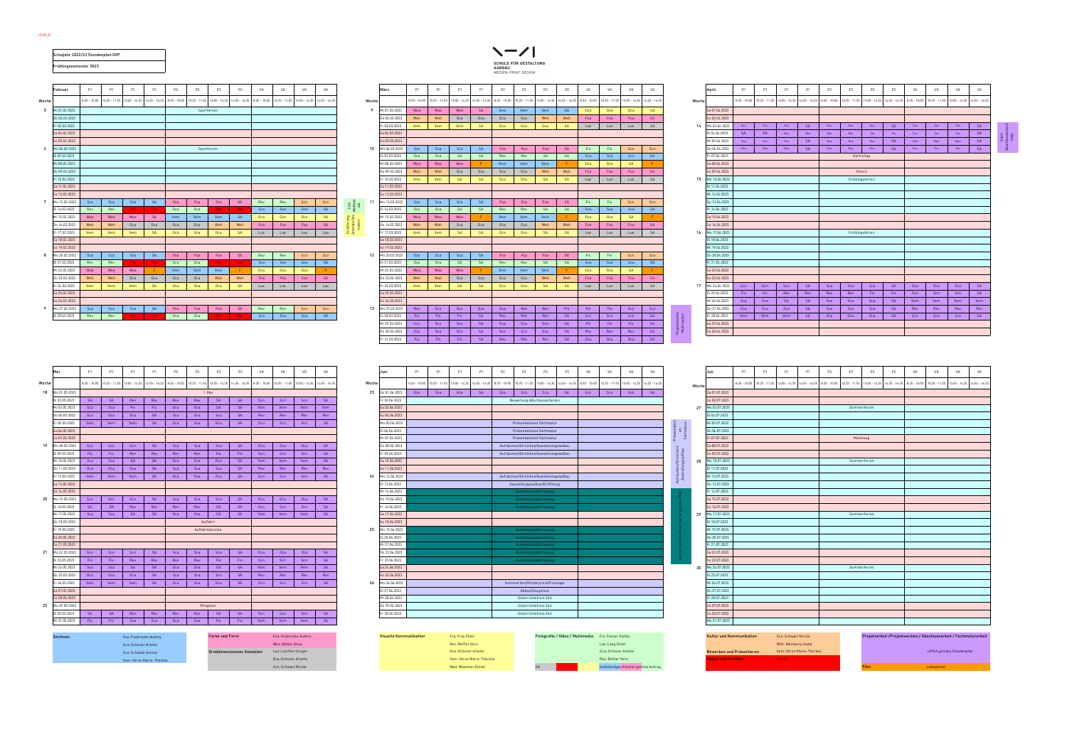15.05.23

**Schuljahr 2022/23 Stundenplan GVP**

**Frühlingssemester 2023**

SCHULE FÜR GESTALTUNG AARGAU
MEDIEN PRINT DESIGN

| Woche | Februar | P1 | P1 | P1 | P1 | P2 | P2 | P2 | P2 | VK | VK | VK | VK |
|---|---|---|---|---|---|---|---|---|---|---|---|---|---|
| | | 8:35 - 10:05 | 10:25 - 11:55 | 13:05 - 14:35 | 14:55 - 16:25 | 8:35 - 10:05 | 10:25 - 11:55 | 13:05 - 14:35 | 14:55 - 16:25 | 8:35 - 10:05 | 10:25 - 11:55 | 13:05 - 14:35 | 14:55 - 16:25 |
| 5 | Mi 01.02.2023 | | | | | | Sportferien | | | | | | |
| | Do 02.02.2023 | | | | | | | | | | | | |
| | Fr 03.02.2023 | | | | | | | | | | | | |
| | Sa 04.02.2023 | | | | | | | | | | | | |
| | So 05.02.2023 | | | | | | | | | | | | |
| 6 | Mo 06.02.2023 | | | | | | Sportferien | | | | | | |
| | Di 07.02.2023 | | | | | | | | | | | | |
| | Mi 08.02.2023 | | | | | | | | | | | | |
| | Do 09.02.2023 | | | | | | | | | | | | |
| | Fr 10.02.2023 | | | | | | | | | | | | |
| | Sa 11.02.2023 | | | | | | | | | | | | |
| | So 12.02.2023 | | | | | | | | | | | | |
| 7 | Mo 13.02.2023 | Sca | Sca | Sca | SA | Foa | Foa | Foa | SA | Rev | Rev | Scn | Scn |
| | Di 14.02.2023 | Rev | Rev | Frp | Frp | Oca | Oca | Weh | Weh | Sca | Sca | Sca | SA |
| | Mi 15.02.2023 | Wea | Wea | Wea | SA | Vem | Vem | Vem | SA | Oca | Oca | Oca | SA |
| | Do 16.02.2023 | Weh | Weh | Oca | Oca | Oca | Oca | Weh | Weh | Foa | Foa | Foa | SA |
| | Fr 17.02.2023 | Vem | Vem | Vem | SA | Oca | Oca | Oca | SA | Lue | Lue | Lue | Lue |
| | Sa 18.02.2023 | | | | | | | | | | | | |
| | So 19.02.2023 | | | | | | | | | | | | |
| 8 | Mo 20.02.2023 | Sca | Sca | Sca | SA | Foa | Foa | Foa | SA | Rev | Rev | Scn | Scn |
| | Di 21.02.2023 | Rev | Rev | Frp | Frp | Oca | Oca | Frp | Frp | Sca | Sca | Sca | SA |
| | Mi 22.02.2023 | Wea | Wea | Wea | F | Vem | Vem | Vem | F | Oca | Oca | Oca | F |
| | Do 23.02.2023 | Weh | Weh | Oca | Oca | Oca | Oca | Weh | Weh | Foa | Foa | Foa | SA |
| | Fr 24.02.2023 | Vem | Vem | Vem | SA | Oca | Oca | Oca | SA | Lue | Lue | Lue | Lue |
| | Sa 25.02.2023 | | | | | | | | | | | | |
| | So 26.02.2023 | | | | | | | | | | | | |
| 9 | Mo 27.02.2023 | Sca | Sca | Sca | SA | Foa | Foa | Foa | SA | Rev | Rev | Scn | Scn |
| | Di 28.02.2023 | Rev | Rev | Frp | Frp | Oca | Oca | Frp | Frp | Sca | Sca | Sca | SA |

Start Multimedia / Einführung Animation

| Woche | März | P1 | P1 | P1 | P1 | P2 | P2 | P2 | P2 | VK | VK | VK | VK |
|---|---|---|---|---|---|---|---|---|---|---|---|---|---|
| | | 8:35 - 10:05 | 10:25 - 11:55 | 13:05 - 14:35 | 14:55 - 16:25 | 8:35 - 10:05 | 10:25 - 11:55 | 13:05 - 14:35 | 14:55 - 16:25 | 8:35 - 10:05 | 10:25 - 11:55 | 13:05 - 14:35 | 14:55 - 16:25 |
| 9 | Mi 01.03.2023 | Wea | Wea | Wea | SA | Vem | Vem | Vem | SA | Oca | Oca | Oca | SA |
| | Do 02.03.2023 | Weh | Weh | Oca | Oca | Oca | Oca | Weh | Weh | Foa | Foa | Foa | SA |
| | Fr 03.03.2023 | Vem | Vem | Vem | SA | Oca | Oca | Oca | SA | Lue | Lue | Lue | SA |
| | Sa 04.03.2023 | | | | | | | | | | | | |
| | So 05.03.2023 | | | | | | | | | | | | |
| 10 | Mo 06.03.2023 | Sca | Sca | Sca | SA | Foa | Foa | Foa | SA | Fis | Fis | Scn | Scn |
| | Di 07.03.2023 | Oca | Oca | SA | SA | Rev | Rev | SA | SA | Sca | Sca | Sca | SA |
| | Mi 08.03.2023 | Wea | Wea | Wea | F | Vem | Vem | Vem | F | Oca | Oca | SA | F |
| | Do 09.03.2023 | Weh | Weh | Oca | Oca | Oca | Oca | Weh | Weh | Foa | Foa | Foa | SA |
| | Fr 10.03.2023 | Vem | Vem | SA | SA | Oca | Oca | SA | SA | Lue | Lue | Lue | SA |
| | Sa 11.03.2023 | | | | | | | | | | | | |
| | So 12.03.2023 | | | | | | | | | | | | |
| 11 | Mo 13.03.2023 | Sca | Sca | Sca | SA | Foa | Foa | Foa | SA | Fis | Fis | Scn | Scn |
| | Di 14.03.2023 | Oca | Oca | SA | SA | Rev | Rev | SA | SA | Sca | Sca | Sca | SA |
| | Mi 15.03.2023 | Wea | Wea | Wea | F | Vem | Vem | Vem | F | Oca | Oca | SA | F |
| | Do 16.03.2023 | Weh | Weh | Oca | Oca | Oca | Oca | Weh | Weh | Foa | Foa | Foa | SA |
| | Fr 17.03.2023 | Vem | Vem | SA | SA | Oca | Oca | SA | SA | Lue | Lue | Lue | SA |
| | Sa 18.03.2023 | | | | | | | | | | | | |
| | So 19.03.2023 | | | | | | | | | | | | |
| 12 | Mo 20.03.2023 | Sca | Sca | Sca | SA | Foa | Foa | Foa | SA | Fis | Fis | Scn | Scn |
| | Di 21.03.2023 | Oca | Oca | SA | SA | Rev | Rev | SA | SA | Sca | Sca | Sca | SA |
| | Mi 22.03.2023 | Wea | Wea | Wea | F | Vem | Vem | Vem | F | Oca | Oca | SA | F |
| | Do 23.03.2023 | Weh | Weh | Oca | Oca | Oca | Oca | Weh | Weh | Foa | Foa | Foa | SA |
| | Fr 24.03.2023 | Vem | Vem | SA | SA | Oca | Oca | SA | SA | Lue | Lue | Lue | SA |
| | Sa 25.03.2023 | | | | | | | | | | | | |
| | So 26.03.2023 | | | | | | | | | | | | |
| 13 | Mo 27.03.2023 | Rev | Scn | Oca | Oca | Oca | Rev | Rev | Fis | Fis | Fis | Scn | Scn |
| | Di 28.03.2023 | Fis | Fis | Fis | SA | Rev | Rev | Rev | SA | Scn | Scn | Scn | SA |
| | Mi 29.03.2023 | Scn | Scn | Scn | SA | Oca | Oca | Oca | SA | Fis | Fis | Fis | SA |
| | Do 30.03.2023 | Oca | Oca | Oca | SA | Scn | Scn | Scn | SA | Rev | Rev | Rev | SA |
| | Fr 31.03.2023 | Fis | Fis | Fis | SA | Rev | Rev | Rev | SA | Oca | Oca | Oca | SA |

Projektwoche Multimedia

| Woche | April | P1 | P1 | P1 | P1 | P2 | P2 | P2 | P2 | VK | VK | VK | VK |
|---|---|---|---|---|---|---|---|---|---|---|---|---|---|
| | | 8:35 - 10:05 | 10:25 - 11:55 | 13:05 - 14:35 | 14:55 - 16:25 | 8:35 - 10:05 | 10:25 - 11:55 | 13:05 - 14:35 | 14:55 - 16:25 | 8:35 - 10:05 | 10:25 - 11:55 | 13:05 - 14:35 | 14:55 - 16:25 |
| | Sa 01.04.2023 | | | | | | | | | | | | |
| | So 02.04.2023 | | | | | | | | | | | | |
| 14 | Mo 03.04.2023 | Scn | Scn | Scn | SA | Sca | Sca | Sca | SA | Oca | Oca | Oca | SA |
| | Di 04.04.2023 | SA | SA | Rev | Rev | Rev | Rev | Fis | Fis | Scn | Scn | Scn | SA |
| | Mi 05.04.2023 | Sca | Sca | Sca | SA | Oca | Oca | Oca | SA | Vem | Vem | Vem | SA |
| | Do 06.04.2023 | Fis | Fis | Fis | SA | Rev | Rev | Rev | SA | Scn | Scn | Scn | SA |
| | Fr 07.04.2023 | | | | | | Karfreitag | | | | | | |
| | Sa 08.04.2023 | | | | | | | | | | | | |
| | So 09.04.2023 | | | | | | Ostern | | | | | | |
| 15 | Mo 10.04.2023 | | | | | | Frühlingsferien | | | | | | |
| | Di 11.04.2023 | | | | | | | | | | | | |
| | Mi 12.04.2023 | | | | | | | | | | | | |
| | Do 13.04.2023 | | | | | | | | | | | | |
| | Fr 14.04.2023 | | | | | | | | | | | | |
| | Sa 15.04.2023 | | | | | | | | | | | | |
| | So 16.04.2023 | | | | | | | | | | | | |
| 16 | Mo 17.04.2023 | | | | | | Frühlingsferien | | | | | | |
| | Di 18.04.2023 | | | | | | | | | | | | |
| | Mi 19.04.2023 | | | | | | | | | | | | |
| | Do 20.04.2023 | | | | | | | | | | | | |
| | Fr 21.04.2023 | | | | | | | | | | | | |
| | Sa 22.04.2023 | | | | | | | | | | | | |
| | So 23.04.2023 | | | | | | | | | | | | |
| 17 | Mo 24.04.2023 | Scn | Scn | Scn | SA | Sca | Sca | Sca | SA | Oca | Oca | Oca | SA |
| | Di 25.04.2023 | Fis | Fis | Rev | Rev | Rev | Rev | Fis | Fis | Scn | Scn | Scn | SA |
| | Mi 26.04.2023 | Sca | Sca | SA | SA | Oca | Oca | Oca | SA | Vem | Vem | Vem | Vem |
| | Do 27.04.2023 | Oca | Oca | Oca | SA | Sca | Sca | Sca | SA | Rev | Rev | Rev | Rev |
| | Fr 28.04.2023 | Vem | Vem | Vem | SA | Oca | Oca | Oca | SA | Scn | Scn | Scn | SA |
| | Sa 29.04.2023 | | | | | | | | | | | | |
| | So 30.04.2023 | | | | | | | | | | | | |

Start Abschlussarbeit FMA

| Woche | Mai | P1 | P1 | P1 | P1 | P2 | P2 | P2 | P2 | VK | VK | VK | VK |
|---|---|---|---|---|---|---|---|---|---|---|---|---|---|
| | | 8:35 - 10:05 | 10:25 - 11:55 | 13:05 - 14:35 | 14:55 - 16:25 | 8:35 - 10:05 | 10:25 - 11:55 | 13:05 - 14:35 | 14:55 - 16:25 | 8:35 - 10:05 | 10:25 - 11:55 | 13:05 - 14:35 | 14:55 - 16:25 |
| 18 | Mo 01.05.2023 | | | | | | 1. Mai | | | | | | |
| | Di 02.05.2023 | SA | SA | Rev | Rev | Rev | Rev | SA | SA | Scn | Scn | Scn | SA |
| | Mi 03.05.2023 | Sca | Sca | Fis | Fis | Fis | Fis | Rev | Rev | Vem | Vem | Vem | Vem |
| | Do 04.05.2023 | Oca | Oca | Oca | SA | Sca | Sca | Sca | SA | Rev | Rev | Rev | Rev |
| | Fr 05.05.2023 | Vem | Vem | Vem | SA | Oca | Oca | Oca | SA | Scn | Scn | Scn | SA |
| | Sa 06.05.2023 | | | | | | | | | | | | |
| | So 07.05.2023 | | | | | | | | | | | | |
| 19 | Mo 08.05.2023 | Scn | Scn | Scn | SA | Sca | Sca | Sca | SA | Oca | Oca | Oca | SA |
| | Di 09.05.2023 | Fis | Fis | Rev | Rev | Rev | Rev | Fis | Fis | Scn | Scn | Scn | SA |
| | Mi 10.05.2023 | Sca | Sca | SA | SA | Oca | Oca | Oca | SA | Vem | Vem | Vem | SA |
| | Do 11.05.2023 | Oca | Oca | Oca | SA | Sca | Sca | Sca | SA | Rev | Rev | Rev | Rev |
| | Fr 12.05.2023 | Vem | Vem | Vem | SA | Oca | Oca | Oca | SA | Scn | Scn | Scn | SA |
| | Sa 13.05.2023 | | | | | | | | | | | | |
| | So 14.05.2023 | | | | | | | | | | | | |
| 20 | Mo 15.05.2023 | Scn | Scn | Scn | SA | Sca | Sca | Sca | SA | Oca | Oca | Oca | SA |
| | Di 16.05.2023 | SA | SA | Rev | Rev | Rev | Rev | SA | SA | Scn | Scn | Scn | SA |
| | Mi 17.05.2023 | Sca | Sca | SA | SA | Oca | Oca | SA | SA | Vem | Vem | Vem | SA |
| | Do 18.05.2023 | | | | | | Auffahrt | | | | | | |
| | Fr 19.05.2023 | | | | | | Auffahrtsbrücke | | | | | | |
| | Sa 20.05.2023 | | | | | | | | | | | | |
| | So 21.05.2023 | | | | | | | | | | | | |
| 21 | Mo 22.05.2023 | Scn | Scn | Scn | SA | Sca | Sca | Sca | SA | Oca | Oca | Oca | SA |
| | Di 23.05.2023 | Fis | Fis | Rev | Rev | Rev | Rev | Fis | Fis | Scn | Scn | Scn | SA |
| | Mi 24.05.2023 | Sca | Sca | SA | SA | Oca | Oca | SA | SA | Vem | Vem | Vem | SA |
| | Do 25.05.2023 | Oca | Oca | Oca | SA | Sca | Sca | Sca | SA | Rev | Rev | Rev | Rev |
| | Fr 26.05.2023 | Vem | Vem | Vem | SA | Oca | Oca | Oca | SA | Scn | Scn | Scn | SA |
| | Sa 27.05.2023 | | | | | | | | | | | | |
| | So 28.05.2023 | | | | | | | | | | | | |
| 22 | Mo 29.05.2023 | | | | | | Pfingsten | | | | | | |
| | Di 30.05.2023 | SA | SA | Rev | Rev | Rev | Rev | SA | SA | Scn | Scn | Scn | SA |
| | Mi 31.05.2023 | Fis | Fis | Sca | Sca | Oca | Oca | Fis | Fis | Vem | Vem | Vem | Vem |

| Woche | Juni | P1 | P1 | P1 | P1 | P2 | P2 | P2 | P2 | VK | VK | VK | VK |
|---|---|---|---|---|---|---|---|---|---|---|---|---|---|
| | | 8:35 - 10:05 | 10:25 - 11:55 | 13:05 - 14:35 | 14:55 - 16:25 | 8:35 - 10:05 | 10:25 - 11:55 | 13:05 - 14:35 | 14:55 - 16:25 | 8:35 - 10:05 | 10:25 - 11:55 | 13:05 - 14:35 | 14:55 - 16:25 |
| 23 | Do 01.06.2023 | Oca | Oca | Oca | SA | Sca | Sca | Sca | SA | Scn | Scn | Scn | SA |
| | Fr 02.06.2023 | | | | | | Bewertung Abschlussarbeiten | | | | | | |
| | Sa 03.06.2023 | | | | | | | | | | | | |
| | So 04.06.2023 | | | | | | | | | | | | |
| | Mo 05.06.2023 | | | | | | Präsentationen Fachmatur | | | | | | |
| | Di 06.06.2023 | | | | | | Präsentationen Fachmatur | | | | | | |
| | Mi 07.06.2023 | | | | | | Präsentationen Fachmatur | | | | | | |
| | Do 08.06.2023 | | | | | | Aufräumen/Streichen/Ausstellungsaufbau | | | | | | |
| | Fr 09.06.2023 | | | | | | Aufräumen/Streichen/Ausstellungsaufbau | | | | | | |
| | Sa 10.06.2023 | | | | | | | | | | | | |
| | So 11.06.2023 | | | | | | | | | | | | |
| 24 | Mo 12.06.2023 | | | | | | Aufräumen/Streichen/Ausstellungsaufbau | | | | | | |
| | Di 13.06.2023 | | | | | | Ausstellungsaufbau/Eröffnung | | | | | | |
| | Mi 14.06.2023 | | | | | | Ausstellungsbetreuung | | | | | | |
| | Do 15.06.2023 | | | | | | Ausstellungsbetreuung | | | | | | |
| | Fr 16.06.2023 | | | | | | Ausstellungsbetreuung | | | | | | |
| | Sa 17.06.2023 | | | | | | | | | | | | |
| | So 18.06.2023 | | | | | | | | | | | | |
| 25 | Mo 19.06.2023 | | | | | | Ausstellungsbetreuung | | | | | | |
| | Di 20.06.2023 | | | | | | Ausstellungsbetreuung | | | | | | |
| | Mi 21.06.2023 | | | | | | Ausstellungsbetreuung | | | | | | |
| | Do 22.06.2023 | | | | | | Ausstellungsbetreuung | | | | | | |
| | Fr 23.06.2023 | | | | | | Ausstellungsbetreuung | | | | | | |
| | Sa 24.06.2023 | | | | | | | | | | | | |
| | So 25.06.2023 | | | | | | | | | | | | |
| 26 | Mo 26.06.2023 | | | | | | Sommerfest/Förderpreis/Finissage | | | | | | |
| | Di 27.06.2023 | | | | | | Abbau/Zeugnisse | | | | | | |
| | Mi 28.06.2023 | | | | | | Unterrichtsfreie Zeit | | | | | | |
| | Do 29.06.2023 | | | | | | Unterrichtsfreie Zeit | | | | | | |
| | Fr 30.06.2023 | | | | | | Unterrichtsfreie Zeit | | | | | | |

Präsentation Fachmatur / Aufräumen/Streichen/Ausstellungsaufbau / Ausstellungsbetreuung gemäss Plan

| Woche | Juli | P1 | P1 | P1 | P1 | P2 | P2 | P2 | P2 | VK | VK | VK | VK |
|---|---|---|---|---|---|---|---|---|---|---|---|---|---|
| | | 8:35 - 10:05 | 10:25 - 11:55 | 13:05 - 14:35 | 14:55 - 16:25 | 8:35 - 10:05 | 10:25 - 11:55 | 13:05 - 14:35 | 14:55 - 16:25 | 8:35 - 10:05 | 10:25 - 11:55 | 13:05 - 14:35 | 14:55 - 16:25 |
| | Sa 01.07.2023 | | | | | | | | | | | | |
| | So 02.07.2023 | | | | | | | | | | | | |
| 27 | Mo 03.07.2023 | | | | | | Sommerferien | | | | | | |
| | Di 04.07.2023 | | | | | | | | | | | | |
| | Mi 05.07.2023 | | | | | | | | | | | | |
| | Do 06.07.2023 | | | | | | | | | | | | |
| | Fr 07.07.2023 | | | | | | Maienzug | | | | | | |
| | Sa 08.07.2023 | | | | | | | | | | | | |
| | So 09.07.2023 | | | | | | | | | | | | |
| 28 | Mo 10.07.2023 | | | | | | Sommerferien | | | | | | |
| | Di 11.07.2023 | | | | | | | | | | | | |
| | Mi 12.07.2023 | | | | | | | | | | | | |
| | Do 13.07.2023 | | | | | | | | | | | | |
| | Fr 14.07.2023 | | | | | | | | | | | | |
| | Sa 15.07.2023 | | | | | | | | | | | | |
| | So 16.07.2023 | | | | | | | | | | | | |
| 29 | Mo 17.07.2023 | | | | | | Sommerferien | | | | | | |
| | Di 18.07.2023 | | | | | | | | | | | | |
| | Mi 19.07.2023 | | | | | | | | | | | | |
| | Do 20.07.2023 | | | | | | | | | | | | |
| | Fr 21.07.2023 | | | | | | | | | | | | |
| | Sa 22.07.2023 | | | | | | | | | | | | |
| | So 23.07.2023 | | | | | | | | | | | | |
| 30 | Mo 24.07.2023 | | | | | | Sommerferien | | | | | | |
| | Di 25.07.2023 | | | | | | | | | | | | |
| | Mi 26.07.2023 | | | | | | | | | | | | |
| | Do 27.07.2023 | | | | | | | | | | | | |
| | Fr 28.07.2023 | | | | | | | | | | | | |
| | Sa 29.07.2023 | | | | | | | | | | | | |
| | So 30.07.2023 | | | | | | | | | | | | |
| | Mo 31.07.2023 | | | | | | | | | | | | |

**Legende**

**Zeichnen**
- Foa: Fosbrooke Audrey
- Oca: Ochsner Arlette
- Sca: Schäubli Annina
- Vem: Véron Marie-Thérèse

**Farbe und Form**
- Foa: Fosbrooke Audrey
- Wea: Weber Anna

**Dreidimensionales Gestalten**
- Lue: Lüscher Gregor
- Oca: Ochsner Arlette
- Scn: Schwarz Nicole

**Visuelle Kommunikation**
- Frp: Frey Peter
- Rev: Reifler Vera
- Oca: Ochsner Arlette
- Vem: Véron Marie-Thérèse
- Wad: Wassmer Dieter

**Fotografie / Video / Multimedia**
- Fis: Filzner Stefan
- Lue: Lueg Oliver
- Oca: Ochsner Arlette
- Rev: Reifler Vera
- SA: Selbständiges Arbeiten gemäss Auftrag

**Kultur und Kommunikation**
- Scn: Schwarz Nicole
- Weh: Weinberg Hadar

**Bewerben und Präsentieren**
- Vem: Véron Marie-Thérèse

**Mappe und Portfolio**
- alle LP

**Projektarbeit /Projektwochen / Abschlussarbeit / Fachmaturarbeit**
- LP/SA gemäss Stundenplan

**Film**
- unbegleitet